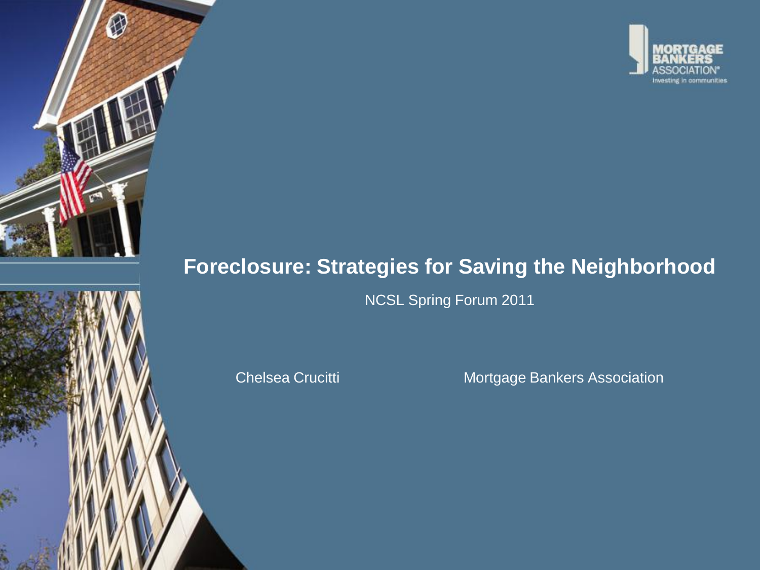MORTGAGE BANKERS ASSOCIATION®
Investing in communities

# Foreclosure: Strategies for Saving the Neighborhood

NCSL Spring Forum 2011

Chelsea Crucitti

Mortgage Bankers Association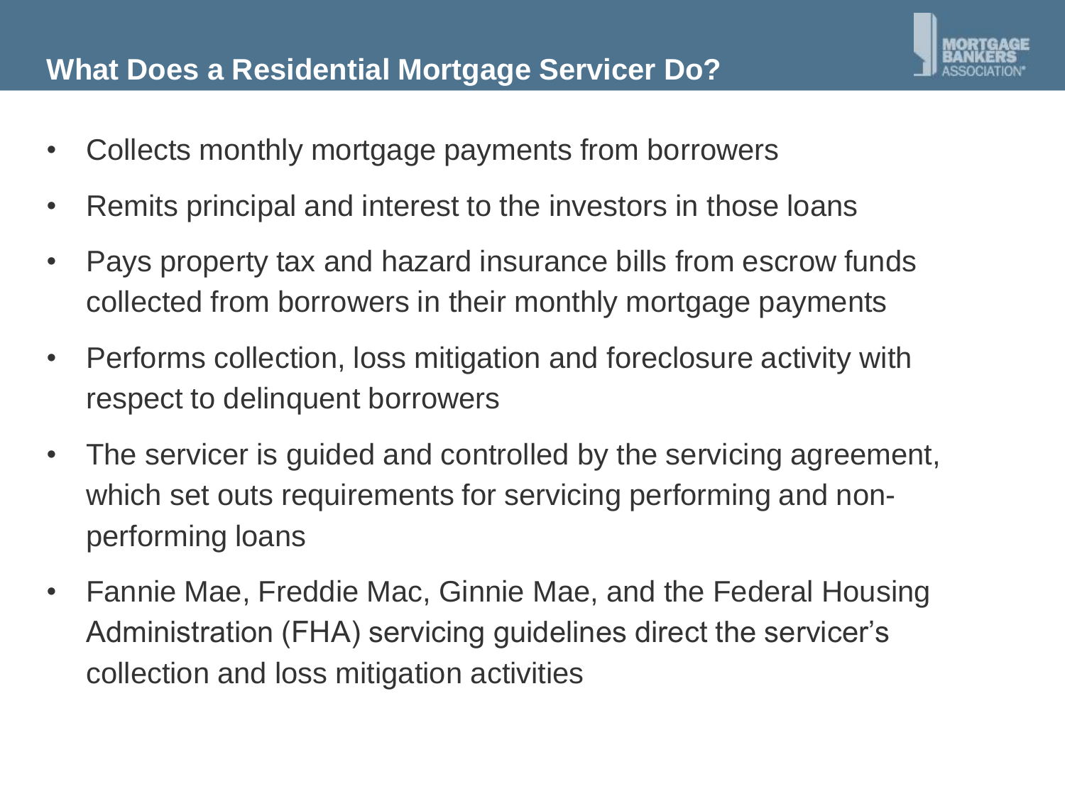# What Does a Residential Mortgage Servicer Do?

- Collects monthly mortgage payments from borrowers
- Remits principal and interest to the investors in those loans
- Pays property tax and hazard insurance bills from escrow funds collected from borrowers in their monthly mortgage payments
- Performs collection, loss mitigation and foreclosure activity with respect to delinquent borrowers
- The servicer is guided and controlled by the servicing agreement, which set outs requirements for servicing performing and non-performing loans
- Fannie Mae, Freddie Mac, Ginnie Mae, and the Federal Housing Administration (FHA) servicing guidelines direct the servicer's collection and loss mitigation activities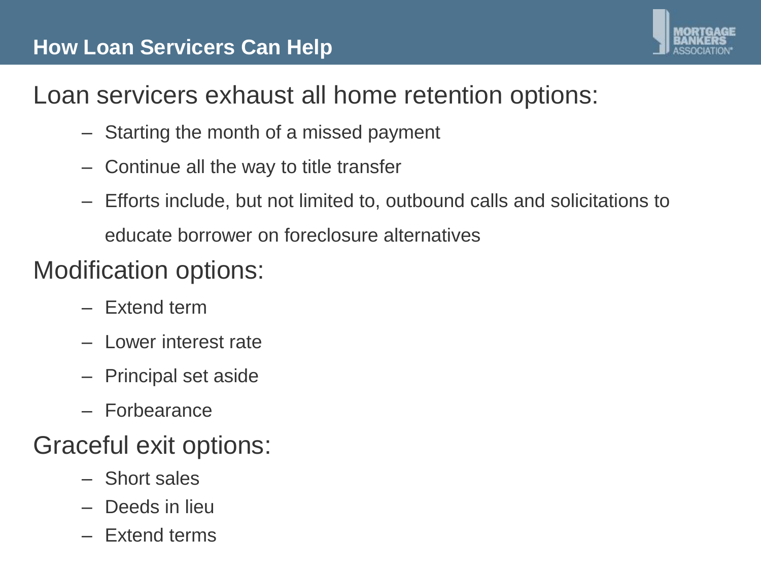## How Loan Servicers Can Help

Loan servicers exhaust all home retention options:

- Starting the month of a missed payment
- Continue all the way to title transfer
- Efforts include, but not limited to, outbound calls and solicitations to educate borrower on foreclosure alternatives

Modification options:

- Extend term
- Lower interest rate
- Principal set aside
- Forbearance

Graceful exit options:

- Short sales
- Deeds in lieu
- Extend terms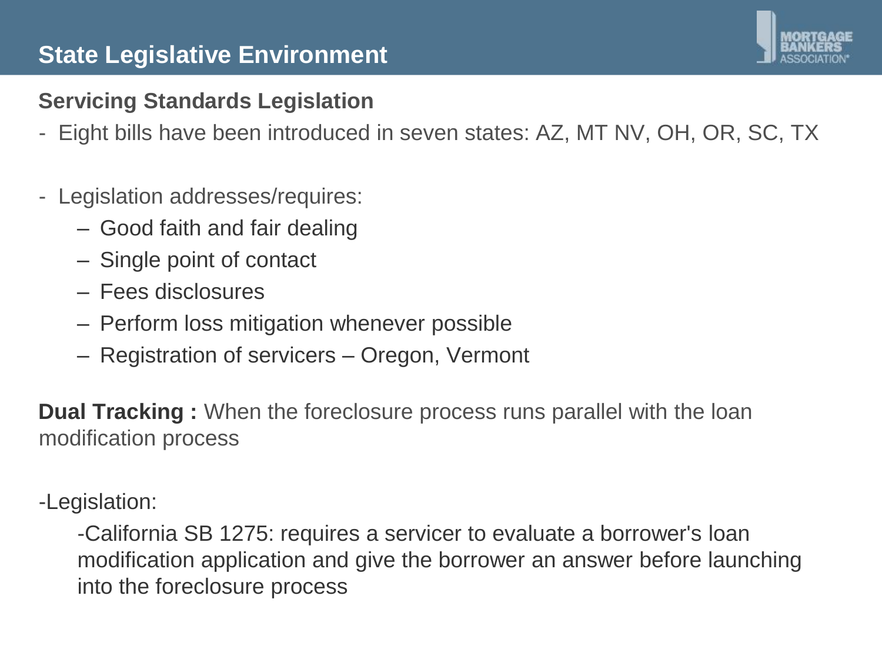# State Legislative Environment

## Servicing Standards Legislation

- Eight bills have been introduced in seven states: AZ, MT NV, OH, OR, SC, TX

- Legislation addresses/requires:
  - Good faith and fair dealing
  - Single point of contact
  - Fees disclosures
  - Perform loss mitigation whenever possible
  - Registration of servicers – Oregon, Vermont

**Dual Tracking :** When the foreclosure process runs parallel with the loan modification process

-Legislation:

-California SB 1275: requires a servicer to evaluate a borrower's loan modification application and give the borrower an answer before launching into the foreclosure process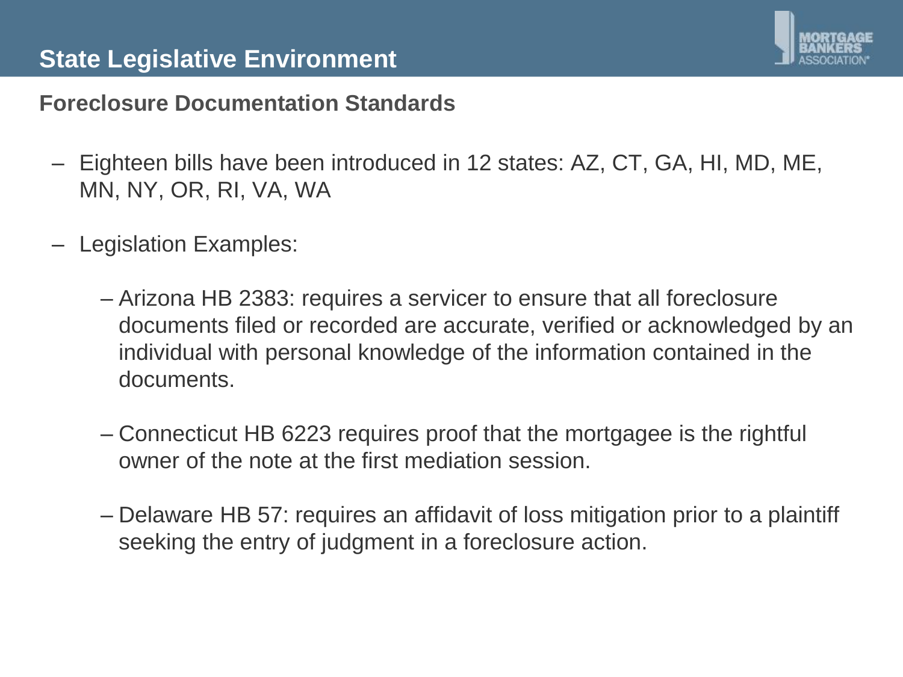# State Legislative Environment

## Foreclosure Documentation Standards

- Eighteen bills have been introduced in 12 states: AZ, CT, GA, HI, MD, ME, MN, NY, OR, RI, VA, WA
- Legislation Examples:
  - Arizona HB 2383: requires a servicer to ensure that all foreclosure documents filed or recorded are accurate, verified or acknowledged by an individual with personal knowledge of the information contained in the documents.
  - Connecticut HB 6223 requires proof that the mortgagee is the rightful owner of the note at the first mediation session.
  - Delaware HB 57: requires an affidavit of loss mitigation prior to a plaintiff seeking the entry of judgment in a foreclosure action.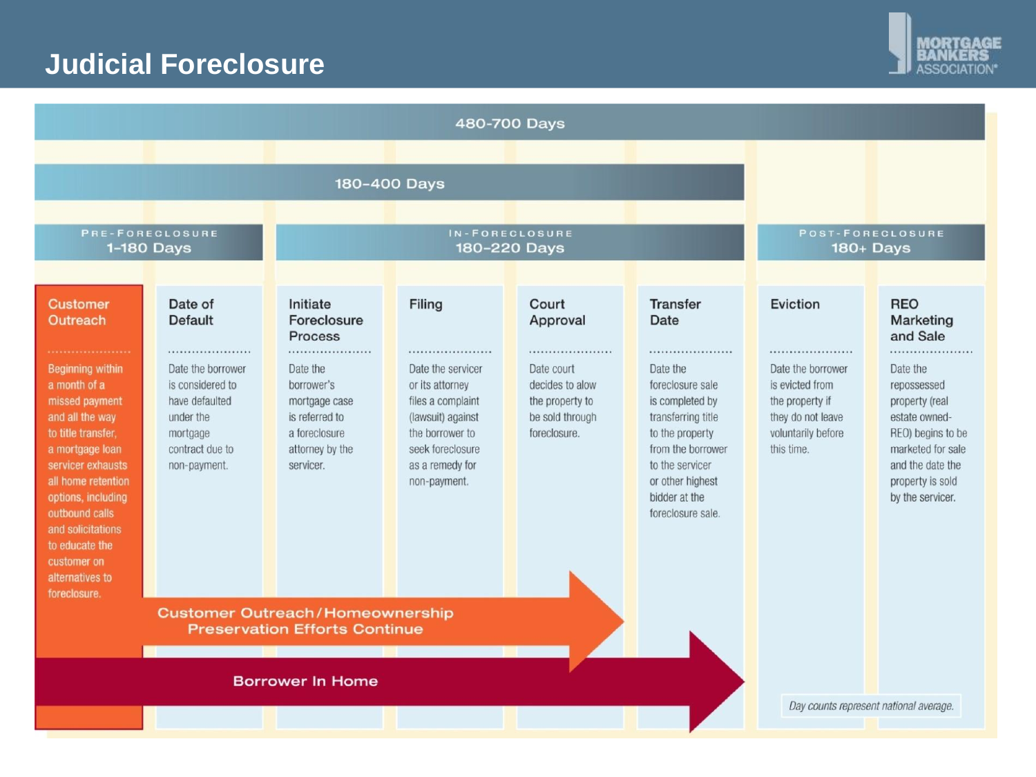# Judicial Foreclosure

**480-700 Days**

**180-400 Days**

| PRE-FORECLOSURE 1-180 Days | | IN-FORECLOSURE 180-220 Days | | | | POST-FORECLOSURE 180+ Days | |
|---|---|---|---|---|---|---|---|
| **Customer Outreach** | **Date of Default** | **Initiate Foreclosure Process** | **Filing** | **Court Approval** | **Transfer Date** | **Eviction** | **REO Marketing and Sale** |
| Beginning within a month of a missed payment and all the way to title transfer, a mortgage loan servicer exhausts all home retention options, including outbound calls and solicitations to educate the customer on alternatives to foreclosure. | Date the borrower is considered to have defaulted under the mortgage contract due to non-payment. | Date the borrower's mortgage case is referred to a foreclosure attorney by the servicer. | Date the servicer or its attorney files a complaint (lawsuit) against the borrower to seek foreclosure as a remedy for non-payment. | Date court decides to alow the property to be sold through foreclosure. | Date the foreclosure sale is completed by transferring title to the property from the borrower to the servicer or other highest bidder at the foreclosure sale. | Date the borrower is evicted from the property if they do not leave voluntarily before this time. | Date the repossessed property (real estate owned-REO) begins to be marketed for sale and the date the property is sold by the servicer. |

**Customer Outreach/Homeownership Preservation Efforts Continue**

**Borrower In Home**

*Day counts represent national average.*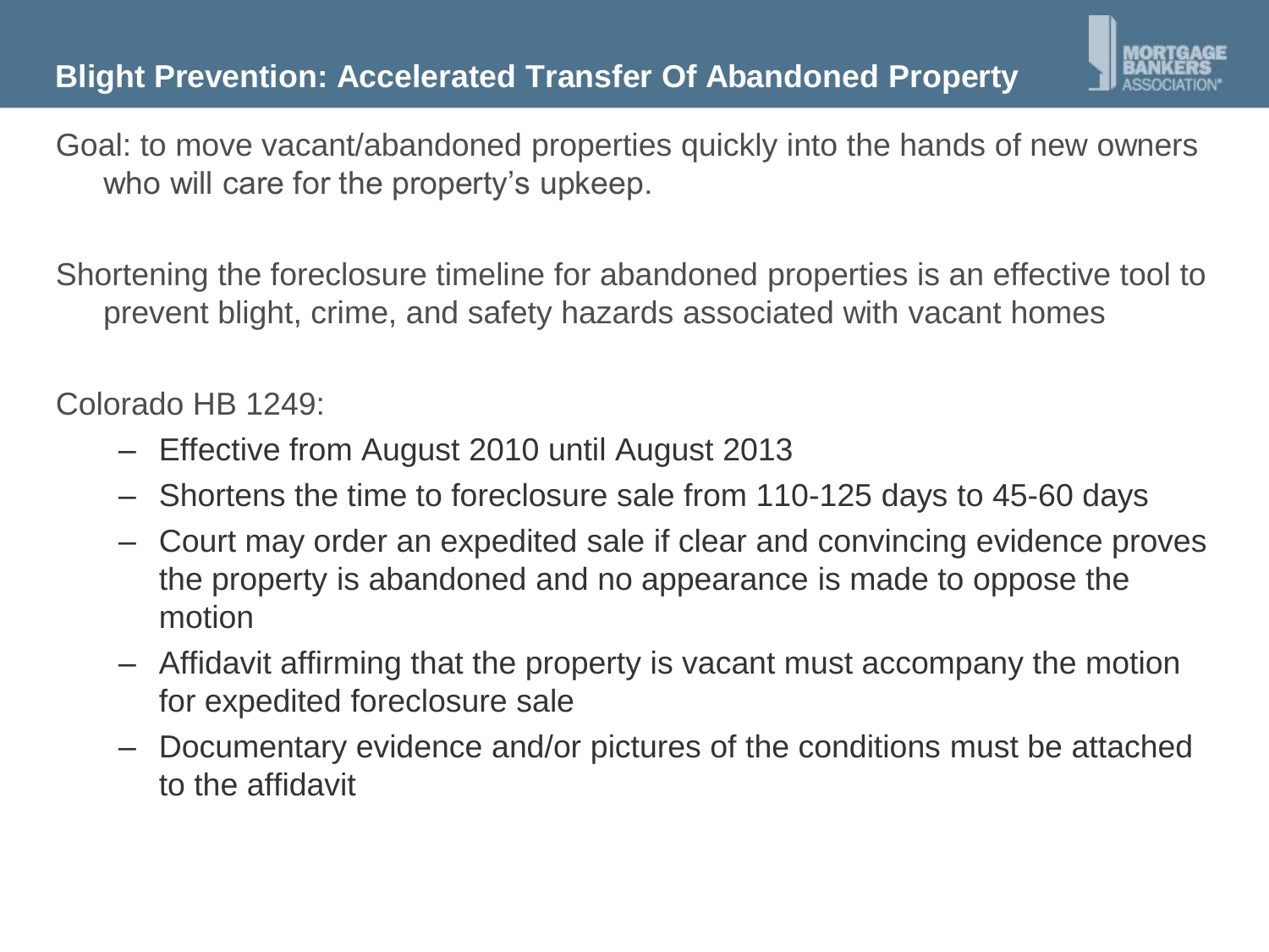# Blight Prevention: Accelerated Transfer Of Abandoned Property

Goal: to move vacant/abandoned properties quickly into the hands of new owners who will care for the property's upkeep.

Shortening the foreclosure timeline for abandoned properties is an effective tool to prevent blight, crime, and safety hazards associated with vacant homes

Colorado HB 1249:

- Effective from August 2010 until August 2013
- Shortens the time to foreclosure sale from 110-125 days to 45-60 days
- Court may order an expedited sale if clear and convincing evidence proves the property is abandoned and no appearance is made to oppose the motion
- Affidavit affirming that the property is vacant must accompany the motion for expedited foreclosure sale
- Documentary evidence and/or pictures of the conditions must be attached to the affidavit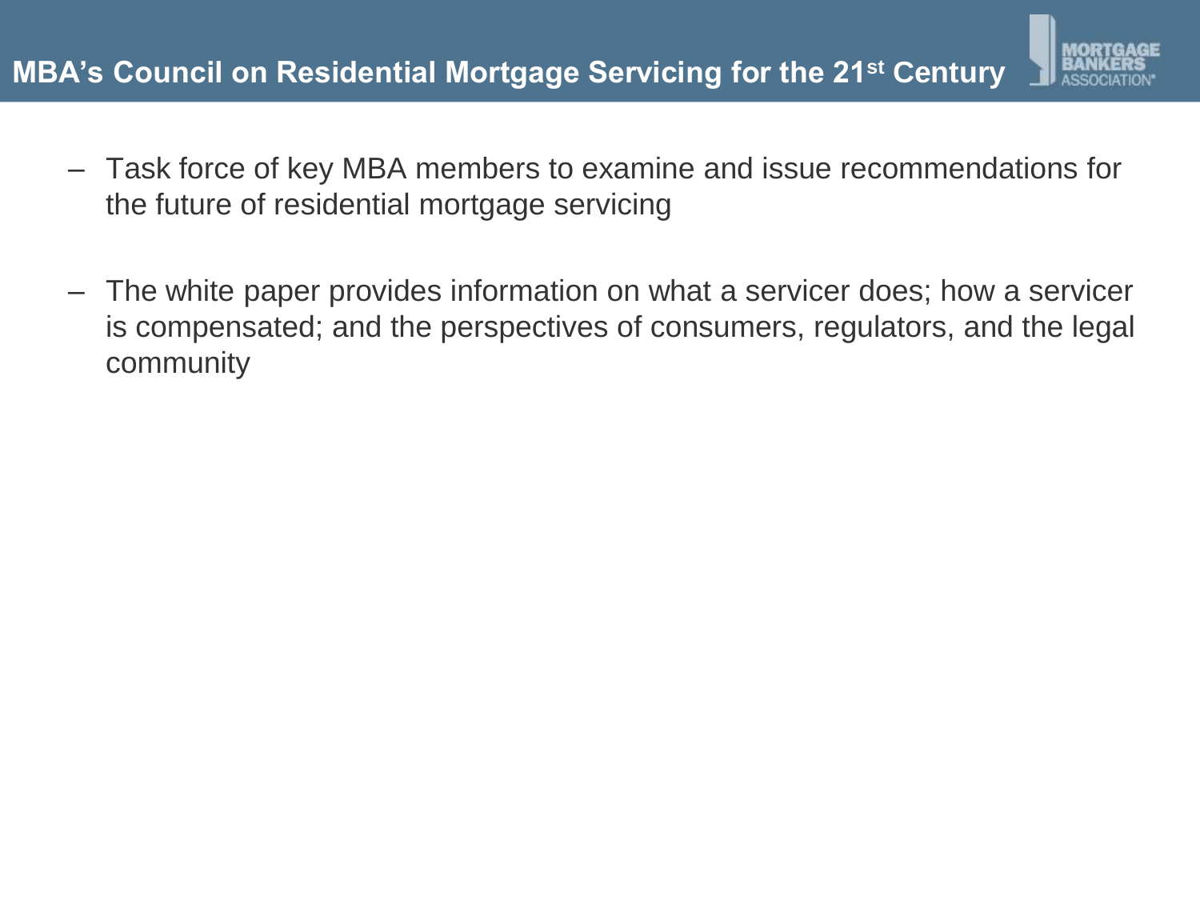## MBA's Council on Residential Mortgage Servicing for the 21st Century

- Task force of key MBA members to examine and issue recommendations for the future of residential mortgage servicing
- The white paper provides information on what a servicer does; how a servicer is compensated; and the perspectives of consumers, regulators, and the legal community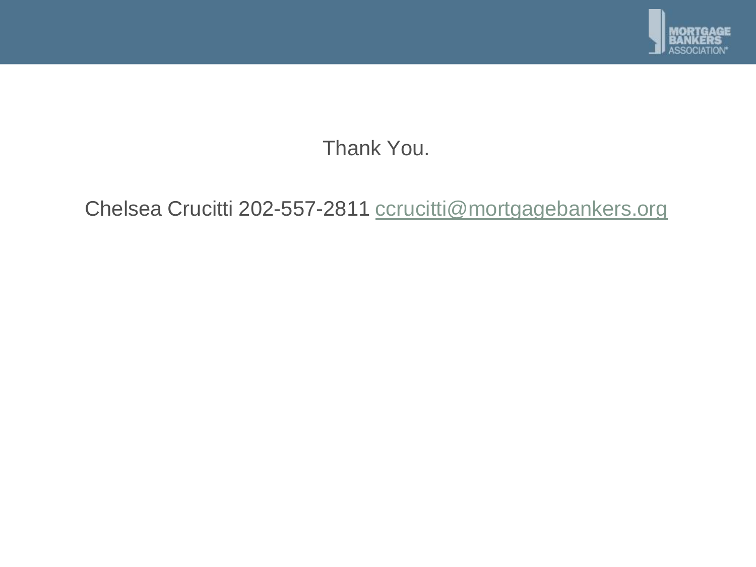Thank You.

Chelsea Crucitti 202-557-2811 ccrucitti@mortgagebankers.org